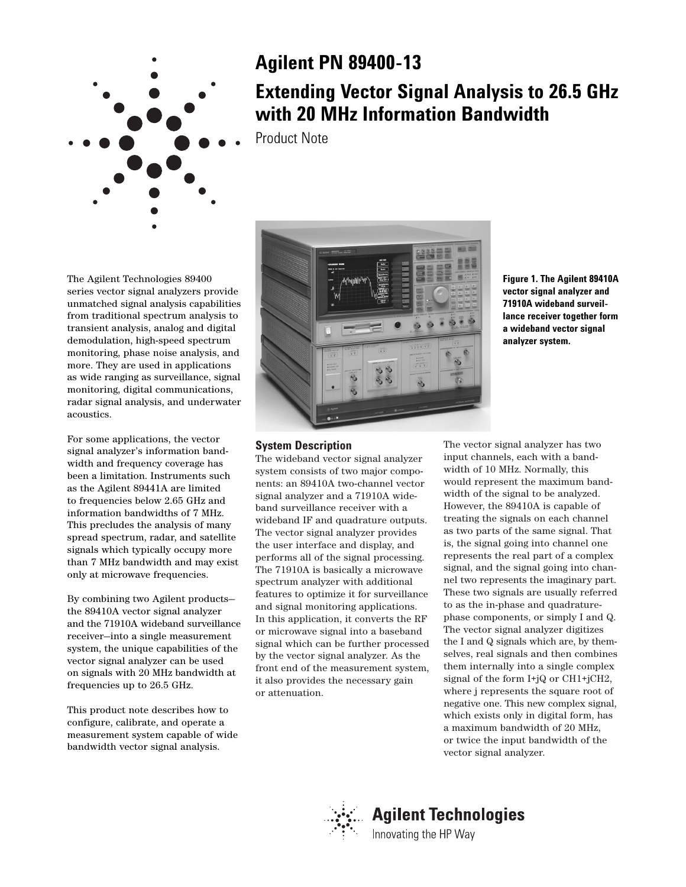# Agilent PN 89400-13

# Extending Vector Signal Analysis to 26.5 GHz with 20 MHz Information Bandwidth

Product Note

The Agilent Technologies 89400 series vector signal analyzers provide unmatched signal analysis capabilities from traditional spectrum analysis to transient analysis, analog and digital demodulation, high-speed spectrum monitoring, phase noise analysis, and more. They are used in applications as wide ranging as surveillance, signal monitoring, digital communications, radar signal analysis, and underwater acoustics.

For some applications, the vector signal analyzer's information bandwidth and frequency coverage has been a limitation. Instruments such as the Agilent 89441A are limited to frequencies below 2.65 GHz and information bandwidths of 7 MHz. This precludes the analysis of many spread spectrum, radar, and satellite signals which typically occupy more than 7 MHz bandwidth and may exist only at microwave frequencies.

By combining two Agilent products—the 89410A vector signal analyzer and the 71910A wideband surveillance receiver—into a single measurement system, the unique capabilities of the vector signal analyzer can be used on signals with 20 MHz bandwidth at frequencies up to 26.5 GHz.

This product note describes how to configure, calibrate, and operate a measurement system capable of wide bandwidth vector signal analysis.

**Figure 1. The Agilent 89410A vector signal analyzer and 71910A wideband surveillance receiver together form a wideband vector signal analyzer system.**

## System Description

The wideband vector signal analyzer system consists of two major components: an 89410A two-channel vector signal analyzer and a 71910A wideband surveillance receiver with a wideband IF and quadrature outputs. The vector signal analyzer provides the user interface and display, and performs all of the signal processing. The 71910A is basically a microwave spectrum analyzer with additional features to optimize it for surveillance and signal monitoring applications. In this application, it converts the RF or microwave signal into a baseband signal which can be further processed by the vector signal analyzer. As the front end of the measurement system, it also provides the necessary gain or attenuation.

The vector signal analyzer has two input channels, each with a bandwidth of 10 MHz. Normally, this would represent the maximum bandwidth of the signal to be analyzed. However, the 89410A is capable of treating the signals on each channel as two parts of the same signal. That is, the signal going into channel one represents the real part of a complex signal, and the signal going into channel two represents the imaginary part. These two signals are usually referred to as the in-phase and quadrature-phase components, or simply I and Q. The vector signal analyzer digitizes the I and Q signals which are, by themselves, real signals and then combines them internally into a single complex signal of the form I+jQ or CH1+jCH2, where j represents the square root of negative one. This new complex signal, which exists only in digital form, has a maximum bandwidth of 20 MHz, or twice the input bandwidth of the vector signal analyzer.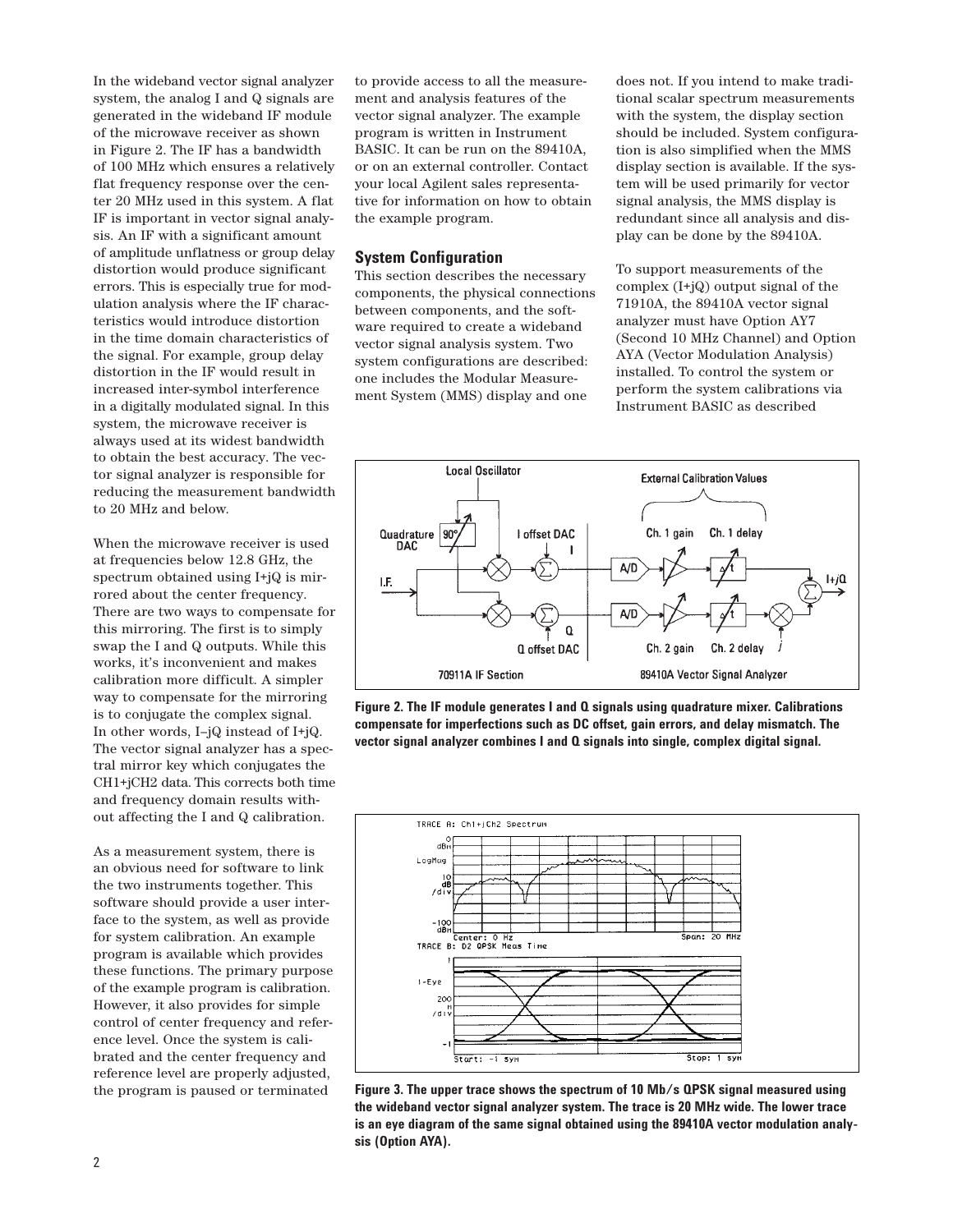In the wideband vector signal analyzer system, the analog I and Q signals are generated in the wideband IF module of the microwave receiver as shown in Figure 2. The IF has a bandwidth of 100 MHz which ensures a relatively flat frequency response over the center 20 MHz used in this system. A flat IF is important in vector signal analysis. An IF with a significant amount of amplitude unflatness or group delay distortion would produce significant errors. This is especially true for modulation analysis where the IF characteristics would introduce distortion in the time domain characteristics of the signal. For example, group delay distortion in the IF would result in increased inter-symbol interference in a digitally modulated signal. In this system, the microwave receiver is always used at its widest bandwidth to obtain the best accuracy. The vector signal analyzer is responsible for reducing the measurement bandwidth to 20 MHz and below.

When the microwave receiver is used at frequencies below 12.8 GHz, the spectrum obtained using I+jQ is mirrored about the center frequency. There are two ways to compensate for this mirroring. The first is to simply swap the I and Q outputs. While this works, it's inconvenient and makes calibration more difficult. A simpler way to compensate for the mirroring is to conjugate the complex signal. In other words, I–jQ instead of I+jQ. The vector signal analyzer has a spectral mirror key which conjugates the CH1+jCH2 data. This corrects both time and frequency domain results without affecting the I and Q calibration.

As a measurement system, there is an obvious need for software to link the two instruments together. This software should provide a user interface to the system, as well as provide for system calibration. An example program is available which provides these functions. The primary purpose of the example program is calibration. However, it also provides for simple control of center frequency and reference level. Once the system is calibrated and the center frequency and reference level are properly adjusted, the program is paused or terminated to provide access to all the measurement and analysis features of the vector signal analyzer. The example program is written in Instrument BASIC. It can be run on the 89410A, or on an external controller. Contact your local Agilent sales representative for information on how to obtain the example program.

## System Configuration

This section describes the necessary components, the physical connections between components, and the software required to create a wideband vector signal analysis system. Two system configurations are described: one includes the Modular Measurement System (MMS) display and one does not. If you intend to make traditional scalar spectrum measurements with the system, the display section should be included. System configuration is also simplified when the MMS display section is available. If the system will be used primarily for vector signal analysis, the MMS display is redundant since all analysis and display can be done by the 89410A.

To support measurements of the complex (I+jQ) output signal of the 71910A, the 89410A vector signal analyzer must have Option AY7 (Second 10 MHz Channel) and Option AYA (Vector Modulation Analysis) installed. To control the system or perform the system calibrations via Instrument BASIC as described

**Figure 2. The IF module generates I and Q signals using quadrature mixer. Calibrations compensate for imperfections such as DC offset, gain errors, and delay mismatch. The vector signal analyzer combines I and Q signals into single, complex digital signal.**

**Figure 3. The upper trace shows the spectrum of 10 Mb/s QPSK signal measured using the wideband vector signal analyzer system. The trace is 20 MHz wide. The lower trace is an eye diagram of the same signal obtained using the 89410A vector modulation analysis (Option AYA).**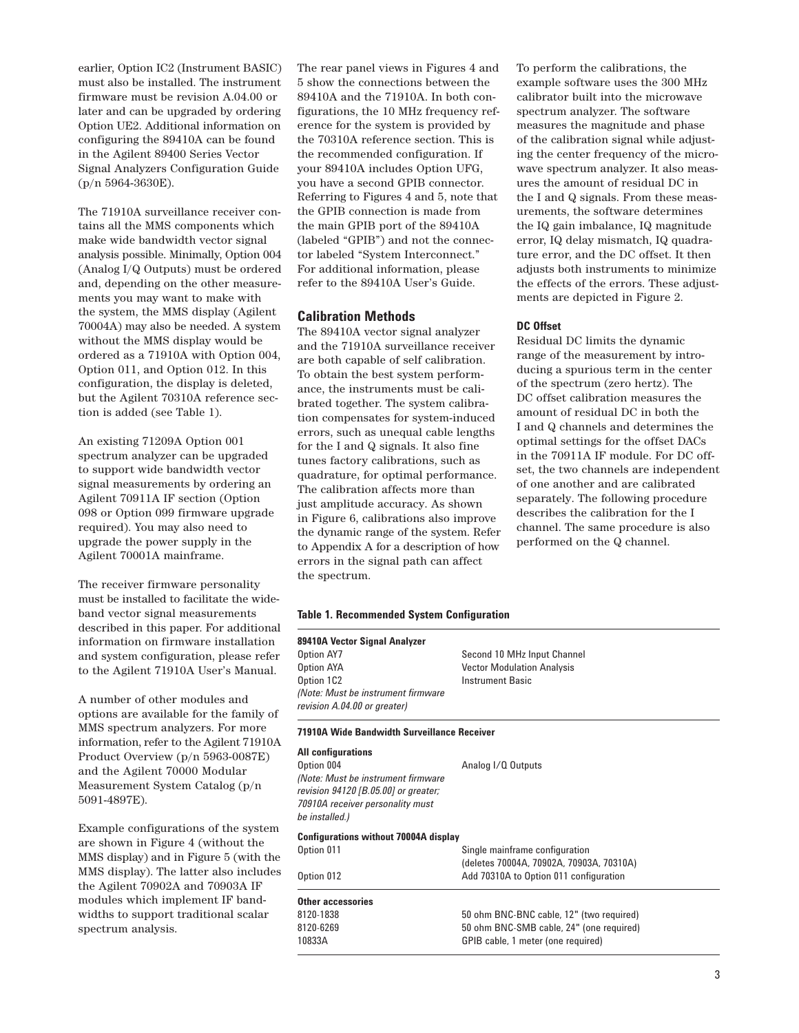earlier, Option IC2 (Instrument BASIC) must also be installed. The instrument firmware must be revision A.04.00 or later and can be upgraded by ordering Option UE2. Additional information on configuring the 89410A can be found in the Agilent 89400 Series Vector Signal Analyzers Configuration Guide (p/n 5964-3630E).

The 71910A surveillance receiver contains all the MMS components which make wide bandwidth vector signal analysis possible. Minimally, Option 004 (Analog I/Q Outputs) must be ordered and, depending on the other measurements you may want to make with the system, the MMS display (Agilent 70004A) may also be needed. A system without the MMS display would be ordered as a 71910A with Option 004, Option 011, and Option 012. In this configuration, the display is deleted, but the Agilent 70310A reference section is added (see Table 1).

An existing 71209A Option 001 spectrum analyzer can be upgraded to support wide bandwidth vector signal measurements by ordering an Agilent 70911A IF section (Option 098 or Option 099 firmware upgrade required). You may also need to upgrade the power supply in the Agilent 70001A mainframe.

The receiver firmware personality must be installed to facilitate the wideband vector signal measurements described in this paper. For additional information on firmware installation and system configuration, please refer to the Agilent 71910A User's Manual.

A number of other modules and options are available for the family of MMS spectrum analyzers. For more information, refer to the Agilent 71910A Product Overview (p/n 5963-0087E) and the Agilent 70000 Modular Measurement System Catalog (p/n 5091-4897E).

Example configurations of the system are shown in Figure 4 (without the MMS display) and in Figure 5 (with the MMS display). The latter also includes the Agilent 70902A and 70903A IF modules which implement IF bandwidths to support traditional scalar spectrum analysis.

The rear panel views in Figures 4 and 5 show the connections between the 89410A and the 71910A. In both configurations, the 10 MHz frequency reference for the system is provided by the 70310A reference section. This is the recommended configuration. If your 89410A includes Option UFG, you have a second GPIB connector. Referring to Figures 4 and 5, note that the GPIB connection is made from the main GPIB port of the 89410A (labeled "GPIB") and not the connector labeled "System Interconnect." For additional information, please refer to the 89410A User's Guide.

## Calibration Methods

The 89410A vector signal analyzer and the 71910A surveillance receiver are both capable of self calibration. To obtain the best system performance, the instruments must be calibrated together. The system calibration compensates for system-induced errors, such as unequal cable lengths for the I and Q signals. It also fine tunes factory calibrations, such as quadrature, for optimal performance. The calibration affects more than just amplitude accuracy. As shown in Figure 6, calibrations also improve the dynamic range of the system. Refer to Appendix A for a description of how errors in the signal path can affect the spectrum.

To perform the calibrations, the example software uses the 300 MHz calibrator built into the microwave spectrum analyzer. The software measures the magnitude and phase of the calibration signal while adjusting the center frequency of the microwave spectrum analyzer. It also measures the amount of residual DC in the I and Q signals. From these measurements, the software determines the IQ gain imbalance, IQ magnitude error, IQ delay mismatch, IQ quadrature error, and the DC offset. It then adjusts both instruments to minimize the effects of the errors. These adjustments are depicted in Figure 2.

### DC Offset

Residual DC limits the dynamic range of the measurement by introducing a spurious term in the center of the spectrum (zero hertz). The DC offset calibration measures the amount of residual DC in both the I and Q channels and determines the optimal settings for the offset DACs in the 70911A IF module. For DC offset, the two channels are independent of one another and are calibrated separately. The following procedure describes the calibration for the I channel. The same procedure is also performed on the Q channel.

**Table 1. Recommended System Configuration**

| | |
|---|---|
| **89410A Vector Signal Analyzer** | |
| Option AY7 | Second 10 MHz Input Channel |
| Option AYA | Vector Modulation Analysis |
| Option 1C2 | Instrument Basic |
| *(Note: Must be instrument firmware revision A.04.00 or greater)* | |
| **71910A Wide Bandwidth Surveillance Receiver** | |
| **All configurations** | |
| Option 004 | Analog I/Q Outputs |
| *(Note: Must be instrument firmware revision 94120 [B.05.00] or greater; 70910A receiver personality must be installed.)* | |
| **Configurations without 70004A display** | |
| Option 011 | Single mainframe configuration (deletes 70004A, 70902A, 70903A, 70310A) |
| Option 012 | Add 70310A to Option 011 configuration |
| **Other accessories** | |
| 8120-1838 | 50 ohm BNC-BNC cable, 12" (two required) |
| 8120-6269 | 50 ohm BNC-SMB cable, 24" (one required) |
| 10833A | GPIB cable, 1 meter (one required) |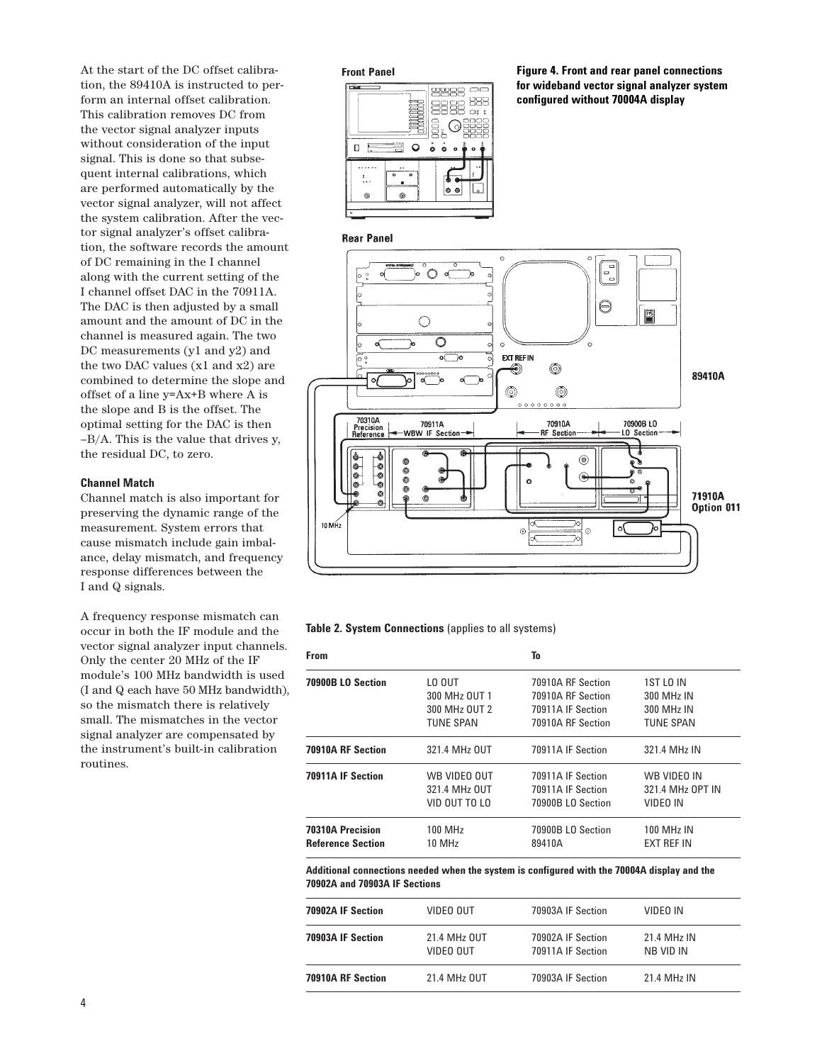At the start of the DC offset calibration, the 89410A is instructed to perform an internal offset calibration. This calibration removes DC from the vector signal analyzer inputs without consideration of the input signal. This is done so that subsequent internal calibrations, which are performed automatically by the vector signal analyzer, will not affect the system calibration. After the vector signal analyzer's offset calibration, the software records the amount of DC remaining in the I channel along with the current setting of the I channel offset DAC in the 70911A. The DAC is then adjusted by a small amount and the amount of DC in the channel is measured again. The two DC measurements (y1 and y2) and the two DAC values (x1 and x2) are combined to determine the slope and offset of a line y=Ax+B where A is the slope and B is the offset. The optimal setting for the DAC is then –B/A. This is the value that drives y, the residual DC, to zero.

**Channel Match**

Channel match is also important for preserving the dynamic range of the measurement. System errors that cause mismatch include gain imbalance, delay mismatch, and frequency response differences between the I and Q signals.

A frequency response mismatch can occur in both the IF module and the vector signal analyzer input channels. Only the center 20 MHz of the IF module's 100 MHz bandwidth is used (I and Q each have 50 MHz bandwidth), so the mismatch there is relatively small. The mismatches in the vector signal analyzer are compensated by the instrument's built-in calibration routines.

**Figure 4. Front and rear panel connections for wideband vector signal analyzer system configured without 70004A display**

**Table 2. System Connections** (applies to all systems)

| From | | To | |
|---|---|---|---|
| **70900B LO Section** | LO OUT | 70910A RF Section | 1ST LO IN |
| | 300 MHz OUT 1 | 70910A RF Section | 300 MHz IN |
| | 300 MHz OUT 2 | 70911A IF Section | 300 MHz IN |
| | TUNE SPAN | 70910A RF Section | TUNE SPAN |
| **70910A RF Section** | 321.4 MHz OUT | 70911A IF Section | 321.4 MHz IN |
| **70911A IF Section** | WB VIDEO OUT | 70911A IF Section | WB VIDEO IN |
| | 321.4 MHz OUT | 70911A IF Section | 321.4 MHz OPT IN |
| | VID OUT TO LO | 70900B LO Section | VIDEO IN |
| **70310A Precision Reference Section** | 100 MHz | 70900B LO Section | 100 MHz IN |
| | 10 MHz | 89410A | EXT REF IN |
| **Additional connections needed when the system is configured with the 70004A display and the 70902A and 70903A IF Sections** | | | |
| **70902A IF Section** | VIDEO OUT | 70903A IF Section | VIDEO IN |
| **70903A IF Section** | 21.4 MHz OUT | 70902A IF Section | 21.4 MHz IN |
| | VIDEO OUT | 70911A IF Section | NB VID IN |
| **70910A RF Section** | 21.4 MHz OUT | 70903A IF Section | 21.4 MHz IN |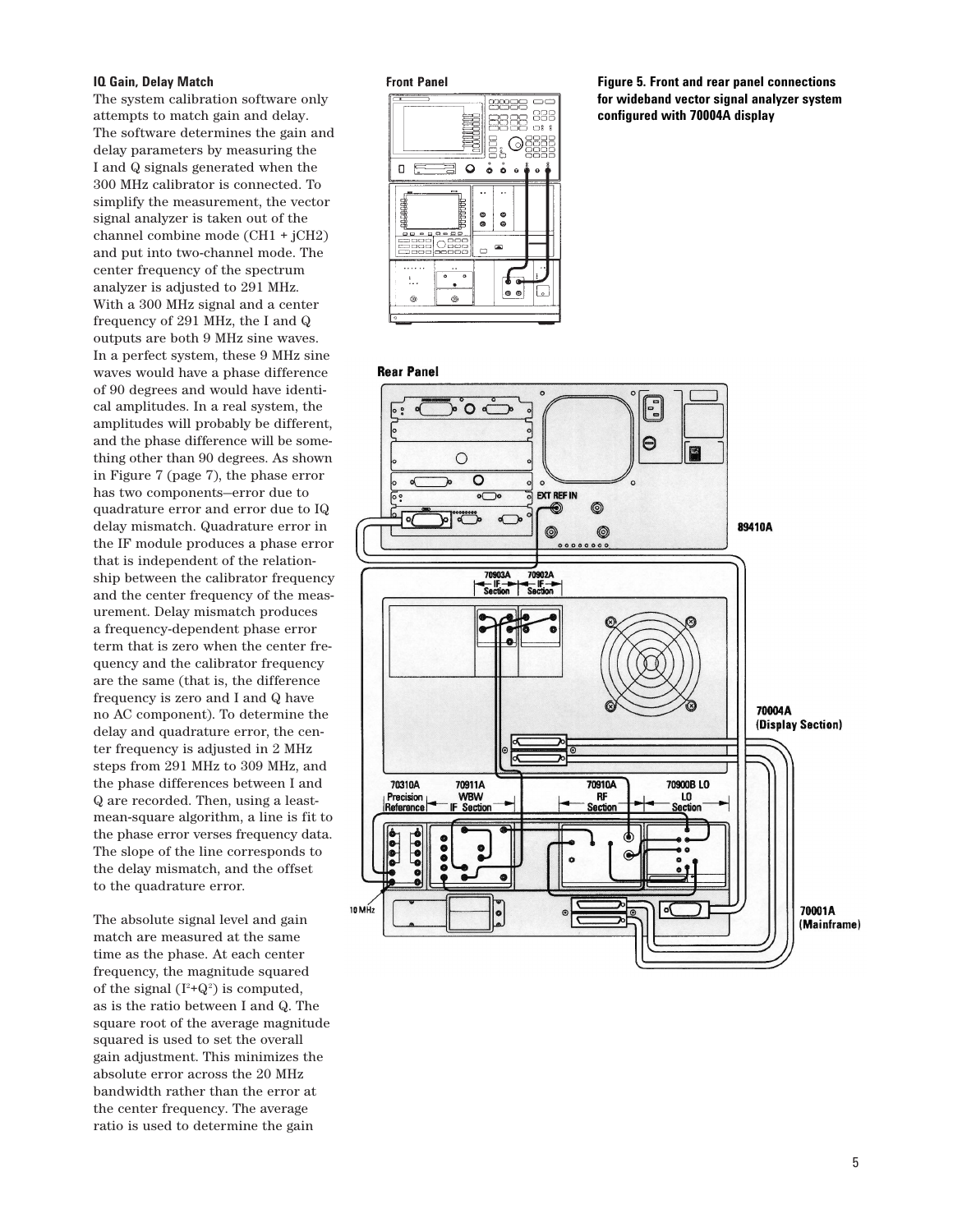### IQ Gain, Delay Match

The system calibration software only attempts to match gain and delay. The software determines the gain and delay parameters by measuring the I and Q signals generated when the 300 MHz calibrator is connected. To simplify the measurement, the vector signal analyzer is taken out of the channel combine mode (CH1 + jCH2) and put into two-channel mode. The center frequency of the spectrum analyzer is adjusted to 291 MHz. With a 300 MHz signal and a center frequency of 291 MHz, the I and Q outputs are both 9 MHz sine waves. In a perfect system, these 9 MHz sine waves would have a phase difference of 90 degrees and would have identical amplitudes. In a real system, the amplitudes will probably be different, and the phase difference will be something other than 90 degrees. As shown in Figure 7 (page 7), the phase error has two components—error due to quadrature error and error due to IQ delay mismatch. Quadrature error in the IF module produces a phase error that is independent of the relationship between the calibrator frequency and the center frequency of the measurement. Delay mismatch produces a frequency-dependent phase error term that is zero when the center frequency and the calibrator frequency are the same (that is, the difference frequency is zero and I and Q have no AC component). To determine the delay and quadrature error, the center frequency is adjusted in 2 MHz steps from 291 MHz to 309 MHz, and the phase differences between I and Q are recorded. Then, using a least-mean-square algorithm, a line is fit to the phase error verses frequency data. The slope of the line corresponds to the delay mismatch, and the offset to the quadrature error.

The absolute signal level and gain match are measured at the same time as the phase. At each center frequency, the magnitude squared of the signal ($I^2+Q^2$) is computed, as is the ratio between I and Q. The square root of the average magnitude squared is used to set the overall gain adjustment. This minimizes the absolute error across the 20 MHz bandwidth rather than the error at the center frequency. The average ratio is used to determine the gain

Front Panel

Rear Panel

EXT REF IN

89410A

70903A IF Section | 70902A IF Section

70004A (Display Section)

70310A Precision Reference | 70911A WBW IF Section | 70910A RF Section | 70900B LO Section

10 MHz

70001A (Mainframe)

**Figure 5. Front and rear panel connections for wideband vector signal analyzer system configured with 70004A display**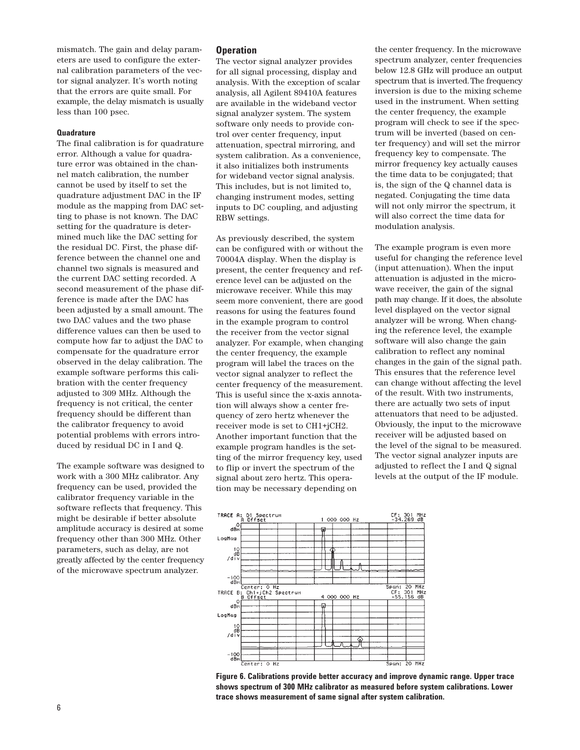mismatch. The gain and delay parameters are used to configure the external calibration parameters of the vector signal analyzer. It's worth noting that the errors are quite small. For example, the delay mismatch is usually less than 100 psec.

#### Quadrature

The final calibration is for quadrature error. Although a value for quadrature error was obtained in the channel match calibration, the number cannot be used by itself to set the quadrature adjustment DAC in the IF module as the mapping from DAC setting to phase is not known. The DAC setting for the quadrature is determined much like the DAC setting for the residual DC. First, the phase difference between the channel one and channel two signals is measured and the current DAC setting recorded. A second measurement of the phase difference is made after the DAC has been adjusted by a small amount. The two DAC values and the two phase difference values can then be used to compute how far to adjust the DAC to compensate for the quadrature error observed in the delay calibration. The example software performs this calibration with the center frequency adjusted to 309 MHz. Although the frequency is not critical, the center frequency should be different than the calibrator frequency to avoid potential problems with errors introduced by residual DC in I and Q.

The example software was designed to work with a 300 MHz calibrator. Any frequency can be used, provided the calibrator frequency variable in the software reflects that frequency. This might be desirable if better absolute amplitude accuracy is desired at some frequency other than 300 MHz. Other parameters, such as delay, are not greatly affected by the center frequency of the microwave spectrum analyzer.

### Operation

The vector signal analyzer provides for all signal processing, display and analysis. With the exception of scalar analysis, all Agilent 89410A features are available in the wideband vector signal analyzer system. The system software only needs to provide control over center frequency, input attenuation, spectral mirroring, and system calibration. As a convenience, it also initializes both instruments for wideband vector signal analysis. This includes, but is not limited to, changing instrument modes, setting inputs to DC coupling, and adjusting RBW settings.

As previously described, the system can be configured with or without the 70004A display. When the display is present, the center frequency and reference level can be adjusted on the microwave receiver. While this may seem more convenient, there are good reasons for using the features found in the example program to control the receiver from the vector signal analyzer. For example, when changing the center frequency, the example program will label the traces on the vector signal analyzer to reflect the center frequency of the measurement. This is useful since the x-axis annotation will always show a center frequency of zero hertz whenever the receiver mode is set to CH1+jCH2. Another important function that the example program handles is the setting of the mirror frequency key, used to flip or invert the spectrum of the signal about zero hertz. This operation may be necessary depending on the center frequency. In the microwave spectrum analyzer, center frequencies below 12.8 GHz will produce an output spectrum that is inverted. The frequency inversion is due to the mixing scheme used in the instrument. When setting the center frequency, the example program will check to see if the spectrum will be inverted (based on center frequency) and will set the mirror frequency key to compensate. The mirror frequency key actually causes the time data to be conjugated; that is, the sign of the Q channel data is negated. Conjugating the time data will not only mirror the spectrum, it will also correct the time data for modulation analysis.

The example program is even more useful for changing the reference level (input attenuation). When the input attenuation is adjusted in the microwave receiver, the gain of the signal path may change. If it does, the absolute level displayed on the vector signal analyzer will be wrong. When changing the reference level, the example software will also change the gain calibration to reflect any nominal changes in the gain of the signal path. This ensures that the reference level can change without affecting the level of the result. With two instruments, there are actually two sets of input attenuators that need to be adjusted. Obviously, the input to the microwave receiver will be adjusted based on the level of the signal to be measured. The vector signal analyzer inputs are adjusted to reflect the I and Q signal levels at the output of the IF module.

**Figure 6. Calibrations provide better accuracy and improve dynamic range. Upper trace shows spectrum of 300 MHz calibrator as measured before system calibrations. Lower trace shows measurement of same signal after system calibration.**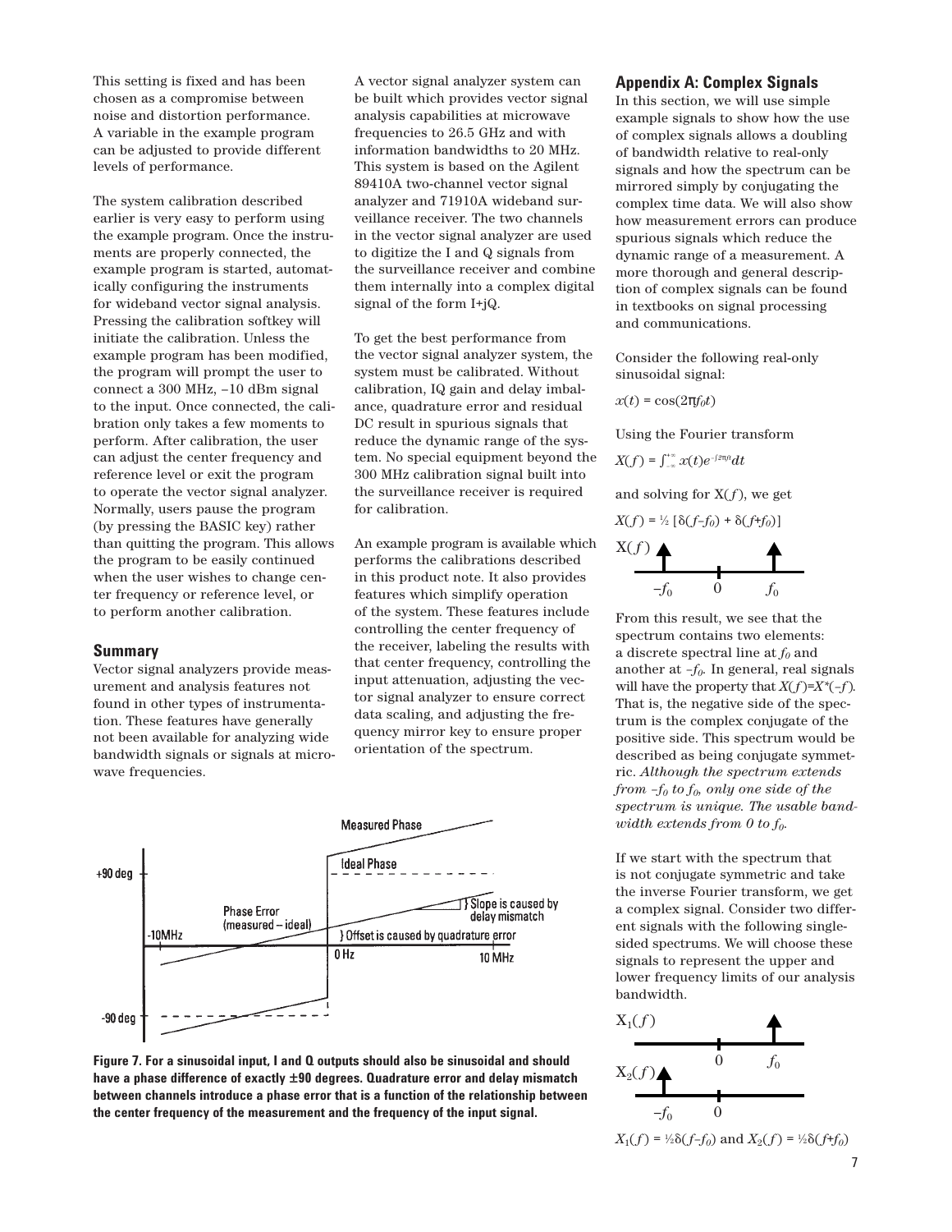This setting is fixed and has been chosen as a compromise between noise and distortion performance. A variable in the example program can be adjusted to provide different levels of performance.

The system calibration described earlier is very easy to perform using the example program. Once the instruments are properly connected, the example program is started, automatically configuring the instruments for wideband vector signal analysis. Pressing the calibration softkey will initiate the calibration. Unless the example program has been modified, the program will prompt the user to connect a 300 MHz, –10 dBm signal to the input. Once connected, the calibration only takes a few moments to perform. After calibration, the user can adjust the center frequency and reference level or exit the program to operate the vector signal analyzer. Normally, users pause the program (by pressing the BASIC key) rather than quitting the program. This allows the program to be easily continued when the user wishes to change center frequency or reference level, or to perform another calibration.

## Summary

Vector signal analyzers provide measurement and analysis features not found in other types of instrumentation. These features have generally not been available for analyzing wide bandwidth signals or signals at microwave frequencies.

A vector signal analyzer system can be built which provides vector signal analysis capabilities at microwave frequencies to 26.5 GHz and with information bandwidths to 20 MHz. This system is based on the Agilent 89410A two-channel vector signal analyzer and 71910A wideband surveillance receiver. The two channels in the vector signal analyzer are used to digitize the I and Q signals from the surveillance receiver and combine them internally into a complex digital signal of the form I+jQ.

To get the best performance from the vector signal analyzer system, the system must be calibrated. Without calibration, IQ gain and delay imbalance, quadrature error and residual DC result in spurious signals that reduce the dynamic range of the system. No special equipment beyond the 300 MHz calibration signal built into the surveillance receiver is required for calibration.

An example program is available which performs the calibrations described in this product note. It also provides features which simplify operation of the system. These features include controlling the center frequency of the receiver, labeling the results with that center frequency, controlling the input attenuation, adjusting the vector signal analyzer to ensure correct data scaling, and adjusting the frequency mirror key to ensure proper orientation of the spectrum.

**Figure 7. For a sinusoidal input, I and Q outputs should also be sinusoidal and should have a phase difference of exactly ±90 degrees. Quadrature error and delay mismatch between channels introduce a phase error that is a function of the relationship between the center frequency of the measurement and the frequency of the input signal.**

## Appendix A: Complex Signals

In this section, we will use simple example signals to show how the use of complex signals allows a doubling of bandwidth relative to real-only signals and how the spectrum can be mirrored simply by conjugating the complex time data. We will also show how measurement errors can produce spurious signals which reduce the dynamic range of a measurement. A more thorough and general description of complex signals can be found in textbooks on signal processing and communications.

Consider the following real-only sinusoidal signal:

$$x(t) = \cos(2\pi f_0 t)$$

Using the Fourier transform

$$X(f) = \int_{-\infty}^{+\infty} x(t)e^{-j2\pi ft}dt$$

and solving for $X(f)$, we get

$$X(f) = \tfrac{1}{2}\left[\delta(f-f_0) + \delta(f+f_0)\right]$$

From this result, we see that the spectrum contains two elements: a discrete spectral line at $f_0$ and another at $-f_0$. In general, real signals will have the property that $X(f)=X^*(-f)$. That is, the negative side of the spectrum is the complex conjugate of the positive side. This spectrum would be described as being conjugate symmetric. *Although the spectrum extends from $-f_0$ to $f_0$, only one side of the spectrum is unique. The usable bandwidth extends from 0 to $f_0$.*

If we start with the spectrum that is not conjugate symmetric and take the inverse Fourier transform, we get a complex signal. Consider two different signals with the following single-sided spectrums. We will choose these signals to represent the upper and lower frequency limits of our analysis bandwidth.

$$X_1(f) = \tfrac{1}{2}\delta(f-f_0) \text{ and } X_2(f) = \tfrac{1}{2}\delta(f+f_0)$$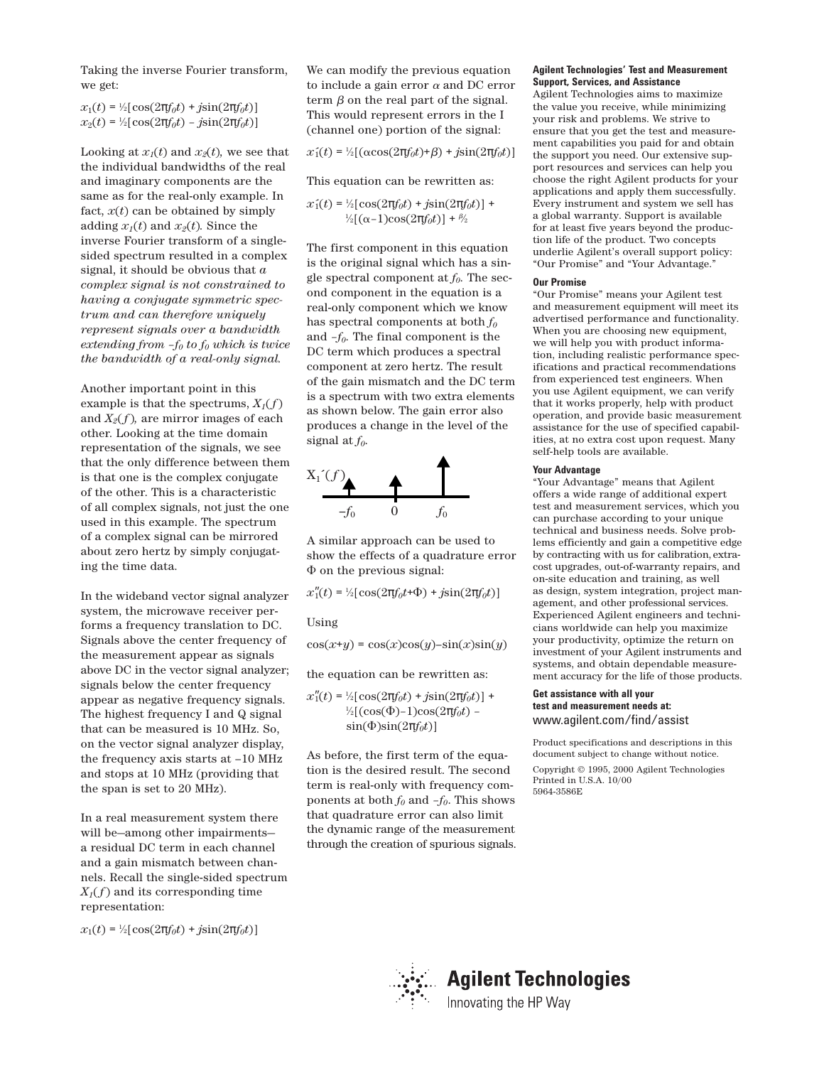Taking the inverse Fourier transform, we get:

$$x_1(t) = \tfrac{1}{2}[\cos(2\pi f_0 t) + j\sin(2\pi f_0 t)]$$
$$x_2(t) = \tfrac{1}{2}[\cos(2\pi f_0 t) - j\sin(2\pi f_0 t)]$$

Looking at $x_1(t)$ and $x_2(t)$, we see that the individual bandwidths of the real and imaginary components are the same as for the real-only example. In fact, $x(t)$ can be obtained by simply adding $x_1(t)$ and $x_2(t)$. Since the inverse Fourier transform of a single-sided spectrum resulted in a complex signal, it should be obvious that *a complex signal is not constrained to having a conjugate symmetric spectrum and can therefore uniquely represent signals over a bandwidth extending from* $-f_0$ *to* $f_0$ *which is twice the bandwidth of a real-only signal*.

Another important point in this example is that the spectrums, $X_1(f)$ and $X_2(f)$, are mirror images of each other. Looking at the time domain representation of the signals, we see that the only difference between them is that one is the complex conjugate of the other. This is a characteristic of all complex signals, not just the one used in this example. The spectrum of a complex signal can be mirrored about zero hertz by simply conjugating the time data.

In the wideband vector signal analyzer system, the microwave receiver performs a frequency translation to DC. Signals above the center frequency of the measurement appear as signals above DC in the vector signal analyzer; signals below the center frequency appear as negative frequency signals. The highest frequency I and Q signal that can be measured is 10 MHz. So, on the vector signal analyzer display, the frequency axis starts at –10 MHz and stops at 10 MHz (providing that the span is set to 20 MHz).

In a real measurement system there will be—among other impairments—a residual DC term in each channel and a gain mismatch between channels. Recall the single-sided spectrum $X_1(f)$ and its corresponding time representation:

$$x_1(t) = \tfrac{1}{2}[\cos(2\pi f_0 t) + j\sin(2\pi f_0 t)]$$

We can modify the previous equation to include a gain error $\alpha$ and DC error term $\beta$ on the real part of the signal. This would represent errors in the I (channel one) portion of the signal:

$$x_1'(t) = \tfrac{1}{2}[(\alpha\cos(2\pi f_0 t)+\beta) + j\sin(2\pi f_0 t)]$$

This equation can be rewritten as:

$$x_1'(t) = \tfrac{1}{2}[\cos(2\pi f_0 t) + j\sin(2\pi f_0 t)] + \tfrac{1}{2}[(\alpha-1)\cos(2\pi f_0 t)] + \tfrac{\beta}{2}$$

The first component in this equation is the original signal which has a single spectral component at $f_0$. The second component in the equation is a real-only component which we know has spectral components at both $f_0$ and $-f_0$. The final component is the DC term which produces a spectral component at zero hertz. The result of the gain mismatch and the DC term is a spectrum with two extra elements as shown below. The gain error also produces a change in the level of the signal at $f_0$.

$X_1'(f)$

$-f_0$ 0 $f_0$

A similar approach can be used to show the effects of a quadrature error $\Phi$ on the previous signal:

$$x_1''(t) = \tfrac{1}{2}[\cos(2\pi f_0 t+\Phi) + j\sin(2\pi f_0 t)]$$

Using

$$\cos(x+y) = \cos(x)\cos(y)-\sin(x)\sin(y)$$

the equation can be rewritten as:

$$x_1''(t) = \tfrac{1}{2}[\cos(2\pi f_0 t) + j\sin(2\pi f_0 t)] + \tfrac{1}{2}[(\cos(\Phi)-1)\cos(2\pi f_0 t) - \sin(\Phi)\sin(2\pi f_0 t)]$$

As before, the first term of the equation is the desired result. The second term is real-only with frequency components at both $f_0$ and $-f_0$. This shows that quadrature error can also limit the dynamic range of the measurement through the creation of spurious signals.

**Agilent Technologies' Test and Measurement Support, Services, and Assistance**

Agilent Technologies aims to maximize the value you receive, while minimizing your risk and problems. We strive to ensure that you get the test and measurement capabilities you paid for and obtain the support you need. Our extensive support resources and services can help you choose the right Agilent products for your applications and apply them successfully. Every instrument and system we sell has a global warranty. Support is available for at least five years beyond the production life of the product. Two concepts underlie Agilent's overall support policy: "Our Promise" and "Your Advantage."

**Our Promise**

"Our Promise" means your Agilent test and measurement equipment will meet its advertised performance and functionality. When you are choosing new equipment, we will help you with product information, including realistic performance specifications and practical recommendations from experienced test engineers. When you use Agilent equipment, we can verify that it works properly, help with product operation, and provide basic measurement assistance for the use of specified capabilities, at no extra cost upon request. Many self-help tools are available.

**Your Advantage**

"Your Advantage" means that Agilent offers a wide range of additional expert test and measurement services, which you can purchase according to your unique technical and business needs. Solve problems efficiently and gain a competitive edge by contracting with us for calibration, extra-cost upgrades, out-of-warranty repairs, and on-site education and training, as well as design, system integration, project management, and other professional services. Experienced Agilent engineers and technicians worldwide can help you maximize your productivity, optimize the return on investment of your Agilent instruments and systems, and obtain dependable measurement accuracy for the life of those products.

**Get assistance with all your test and measurement needs at:**
www.agilent.com/find/assist

Product specifications and descriptions in this document subject to change without notice.

Copyright © 1995, 2000 Agilent Technologies
Printed in U.S.A. 10/00
5964-3586E

**Agilent Technologies**
Innovating the HP Way